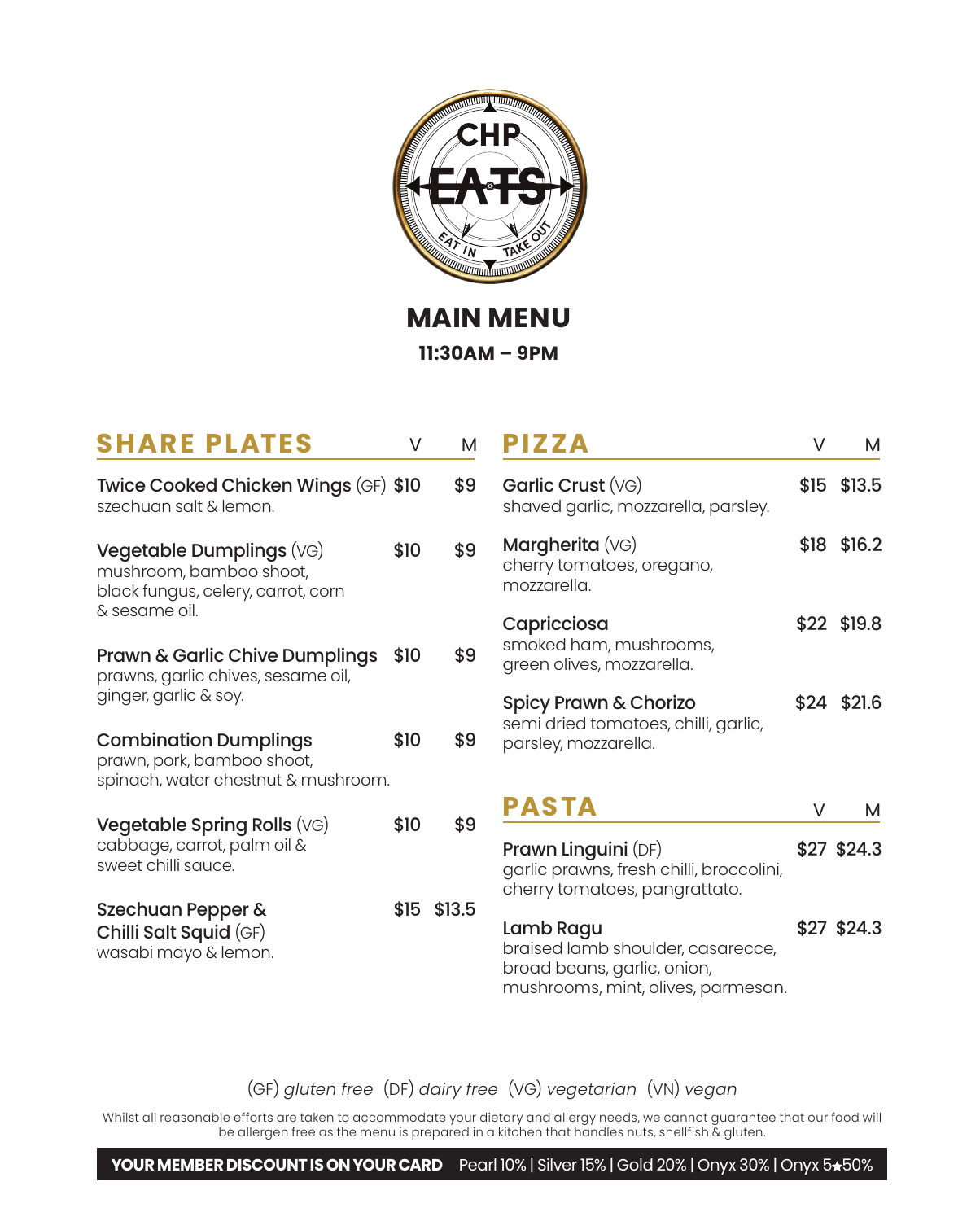CHP EATS

EAT IN · TAKE OUT

# MAIN MENU

**11:30AM – 9PM**

## SHARE PLATES

| Item | V | M |
|---|---|---|
| **Twice Cooked Chicken Wings** (GF)<br>szechuan salt & lemon. | $10 | $9 |
| **Vegetable Dumplings** (VG)<br>mushroom, bamboo shoot, black fungus, celery, carrot, corn & sesame oil. | $10 | $9 |
| **Prawn & Garlic Chive Dumplings**<br>prawns, garlic chives, sesame oil, ginger, garlic & soy. | $10 | $9 |
| **Combination Dumplings**<br>prawn, pork, bamboo shoot, spinach, water chestnut & mushroom. | $10 | $9 |
| **Vegetable Spring Rolls** (VG)<br>cabbage, carrot, palm oil & sweet chilli sauce. | $10 | $9 |
| **Szechuan Pepper & Chilli Salt Squid** (GF)<br>wasabi mayo & lemon. | $15 | $13.5 |

## PIZZA

| Item | V | M |
|---|---|---|
| **Garlic Crust** (VG)<br>shaved garlic, mozzarella, parsley. | $15 | $13.5 |
| **Margherita** (VG)<br>cherry tomatoes, oregano, mozzarella. | $18 | $16.2 |
| **Capricciosa**<br>smoked ham, mushrooms, green olives, mozzarella. | $22 | $19.8 |
| **Spicy Prawn & Chorizo**<br>semi dried tomatoes, chilli, garlic, parsley, mozzarella. | $24 | $21.6 |

## PASTA

| Item | V | M |
|---|---|---|
| **Prawn Linguini** (DF)<br>garlic prawns, fresh chilli, broccolini, cherry tomatoes, pangrattato. | $27 | $24.3 |
| **Lamb Ragu**<br>braised lamb shoulder, casarecce, broad beans, garlic, onion, mushrooms, mint, olives, parmesan. | $27 | $24.3 |

(GF) *gluten free* (DF) *dairy free* (VG) *vegetarian* (VN) *vegan*

Whilst all reasonable efforts are taken to accommodate your dietary and allergy needs, we cannot guarantee that our food will be allergen free as the menu is prepared in a kitchen that handles nuts, shellfish & gluten.

**YOUR MEMBER DISCOUNT IS ON YOUR CARD** Pearl 10% | Silver 15% | Gold 20% | Onyx 30% | Onyx 5★50%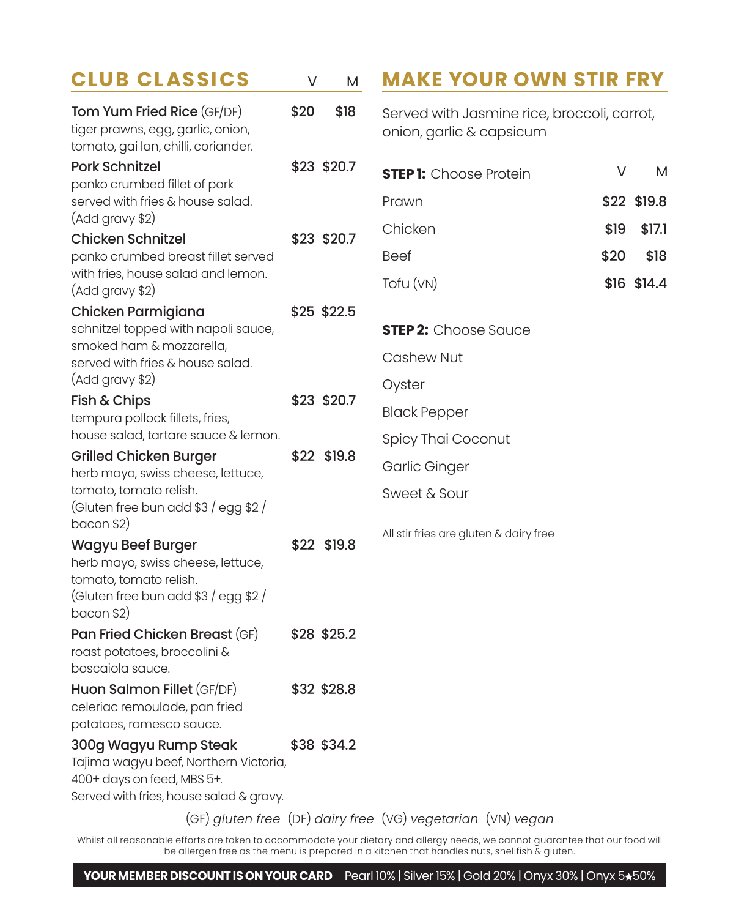## CLUB CLASSICS

| Item | V | M |
|---|---|---|
| **Tom Yum Fried Rice** (GF/DF)<br>tiger prawns, egg, garlic, onion, tomato, gai lan, chilli, coriander. | $20 | $18 |
| **Pork Schnitzel**<br>panko crumbed fillet of pork served with fries & house salad. (Add gravy $2) | $23 | $20.7 |
| **Chicken Schnitzel**<br>panko crumbed breast fillet served with fries, house salad and lemon. (Add gravy $2) | $23 | $20.7 |
| **Chicken Parmigiana**<br>schnitzel topped with napoli sauce, smoked ham & mozzarella, served with fries & house salad. (Add gravy $2) | $25 | $22.5 |
| **Fish & Chips**<br>tempura pollock fillets, fries, house salad, tartare sauce & lemon. | $23 | $20.7 |
| **Grilled Chicken Burger**<br>herb mayo, swiss cheese, lettuce, tomato, tomato relish. (Gluten free bun add $3 / egg $2 / bacon $2) | $22 | $19.8 |
| **Wagyu Beef Burger**<br>herb mayo, swiss cheese, lettuce, tomato, tomato relish. (Gluten free bun add $3 / egg $2 / bacon $2) | $22 | $19.8 |
| **Pan Fried Chicken Breast** (GF)<br>roast potatoes, broccolini & boscaiola sauce. | $28 | $25.2 |
| **Huon Salmon Fillet** (GF/DF)<br>celeriac remoulade, pan fried potatoes, romesco sauce. | $32 | $28.8 |
| **300g Wagyu Rump Steak**<br>Tajima wagyu beef, Northern Victoria, 400+ days on feed, MBS 5+. Served with fries, house salad & gravy. | $38 | $34.2 |

## MAKE YOUR OWN STIR FRY

Served with Jasmine rice, broccoli, carrot, onion, garlic & capsicum

| **STEP 1:** Choose Protein | V | M |
|---|---|---|
| Prawn | $22 | $19.8 |
| Chicken | $19 | $17.1 |
| Beef | $20 | $18 |
| Tofu (VN) | $16 | $14.4 |

**STEP 2:** Choose Sauce

- Cashew Nut
- Oyster
- Black Pepper
- Spicy Thai Coconut
- Garlic Ginger
- Sweet & Sour

All stir fries are gluten & dairy free

(GF) *gluten free* (DF) *dairy free* (VG) *vegetarian* (VN) *vegan*

Whilst all reasonable efforts are taken to accommodate your dietary and allergy needs, we cannot guarantee that our food will be allergen free as the menu is prepared in a kitchen that handles nuts, shellfish & gluten.

**YOUR MEMBER DISCOUNT IS ON YOUR CARD** Pearl 10% | Silver 15% | Gold 20% | Onyx 30% | Onyx 5★50%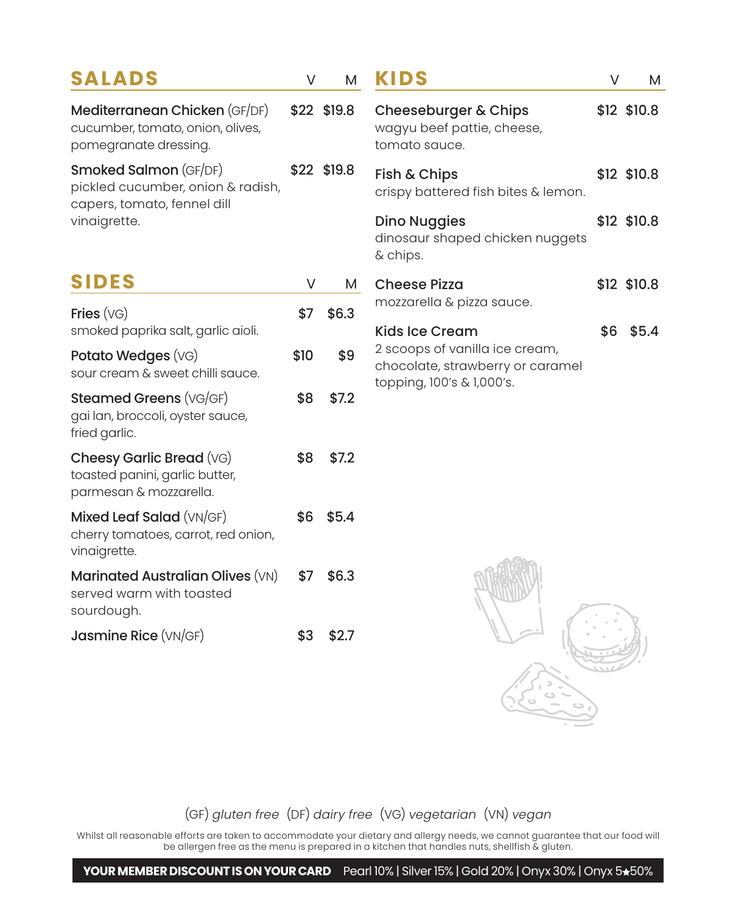## SALADS

| | V | M |
|---|---|---|
| **Mediterranean Chicken** (GF/DF)<br>cucumber, tomato, onion, olives, pomegranate dressing. | $22 | $19.8 |
| **Smoked Salmon** (GF/DF)<br>pickled cucumber, onion & radish, capers, tomato, fennel dill vinaigrette. | $22 | $19.8 |

## SIDES

| | V | M |
|---|---|---|
| **Fries** (VG)<br>smoked paprika salt, garlic aioli. | $7 | $6.3 |
| **Potato Wedges** (VG)<br>sour cream & sweet chilli sauce. | $10 | $9 |
| **Steamed Greens** (VG/GF)<br>gai lan, broccoli, oyster sauce, fried garlic. | $8 | $7.2 |
| **Cheesy Garlic Bread** (VG)<br>toasted panini, garlic butter, parmesan & mozzarella. | $8 | $7.2 |
| **Mixed Leaf Salad** (VN/GF)<br>cherry tomatoes, carrot, red onion, vinaigrette. | $6 | $5.4 |
| **Marinated Australian Olives** (VN)<br>served warm with toasted sourdough. | $7 | $6.3 |
| **Jasmine Rice** (VN/GF) | $3 | $2.7 |

## KIDS

| | V | M |
|---|---|---|
| **Cheeseburger & Chips**<br>wagyu beef pattie, cheese, tomato sauce. | $12 | $10.8 |
| **Fish & Chips**<br>crispy battered fish bites & lemon. | $12 | $10.8 |
| **Dino Nuggies**<br>dinosaur shaped chicken nuggets & chips. | $12 | $10.8 |
| **Cheese Pizza**<br>mozzarella & pizza sauce. | $12 | $10.8 |
| **Kids Ice Cream**<br>2 scoops of vanilla ice cream, chocolate, strawberry or caramel topping, 100's & 1,000's. | $6 | $5.4 |

(GF) *gluten free* (DF) *dairy free* (VG) *vegetarian* (VN) *vegan*

Whilst all reasonable efforts are taken to accommodate your dietary and allergy needs, we cannot guarantee that our food will be allergen free as the menu is prepared in a kitchen that handles nuts, shellfish & gluten.

**YOUR MEMBER DISCOUNT IS ON YOUR CARD** Pearl 10% | Silver 15% | Gold 20% | Onyx 30% | Onyx 5★50%